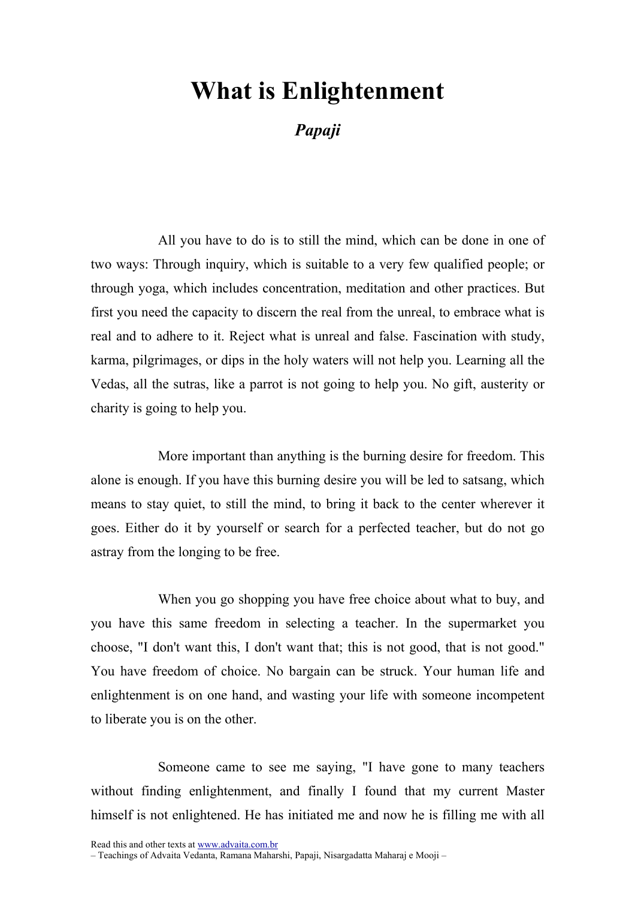# What is Enlightenment

## *Papaji*

All you have to do is to still the mind, which can be done in one of two ways: Through inquiry, which is suitable to a very few qualified people; or through yoga, which includes concentration, meditation and other practices. But first you need the capacity to discern the real from the unreal, to embrace what is real and to adhere to it. Reject what is unreal and false. Fascination with study, karma, pilgrimages, or dips in the holy waters will not help you. Learning all the Vedas, all the sutras, like a parrot is not going to help you. No gift, austerity or charity is going to help you.

More important than anything is the burning desire for freedom. This alone is enough. If you have this burning desire you will be led to satsang, which means to stay quiet, to still the mind, to bring it back to the center wherever it goes. Either do it by yourself or search for a perfected teacher, but do not go astray from the longing to be free.

When you go shopping you have free choice about what to buy, and you have this same freedom in selecting a teacher. In the supermarket you choose, "I don't want this, I don't want that; this is not good, that is not good." You have freedom of choice. No bargain can be struck. Your human life and enlightenment is on one hand, and wasting your life with someone incompetent to liberate you is on the other.

Someone came to see me saying, "I have gone to many teachers without finding enlightenment, and finally I found that my current Master himself is not enlightened. He has initiated me and now he is filling me with all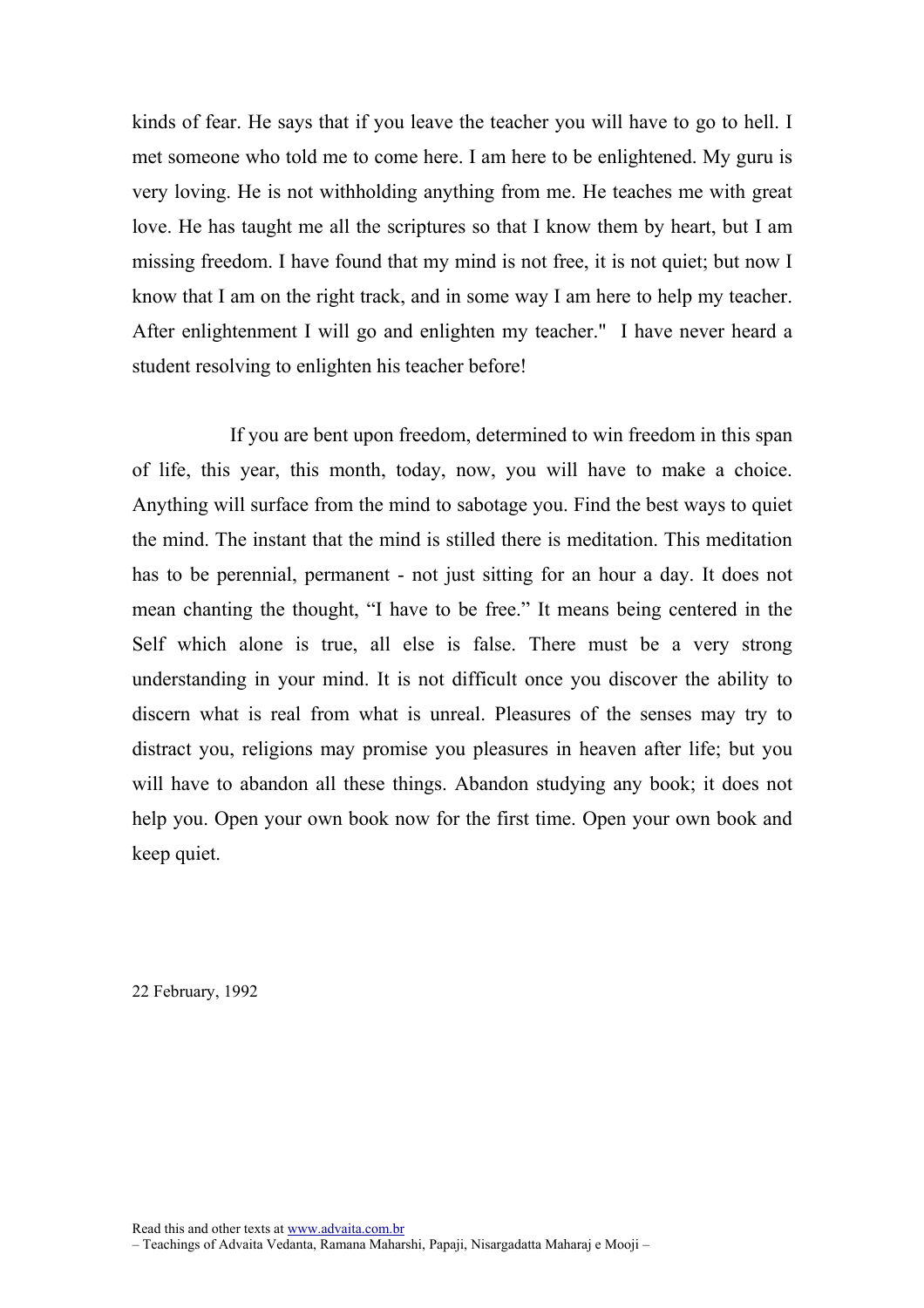kinds of fear. He says that if you leave the teacher you will have to go to hell. I met someone who told me to come here. I am here to be enlightened. My guru is very loving. He is not withholding anything from me. He teaches me with great love. He has taught me all the scriptures so that I know them by heart, but I am missing freedom. I have found that my mind is not free, it is not quiet; but now I know that I am on the right track, and in some way I am here to help my teacher. After enlightenment I will go and enlighten my teacher." I have never heard a student resolving to enlighten his teacher before!

If you are bent upon freedom, determined to win freedom in this span of life, this year, this month, today, now, you will have to make a choice. Anything will surface from the mind to sabotage you. Find the best ways to quiet the mind. The instant that the mind is stilled there is meditation. This meditation has to be perennial, permanent - not just sitting for an hour a day. It does not mean chanting the thought, "I have to be free." It means being centered in the Self which alone is true, all else is false. There must be a very strong understanding in your mind. It is not difficult once you discover the ability to discern what is real from what is unreal. Pleasures of the senses may try to distract you, religions may promise you pleasures in heaven after life; but you will have to abandon all these things. Abandon studying any book; it does not help you. Open your own book now for the first time. Open your own book and keep quiet.

22 February, 1992